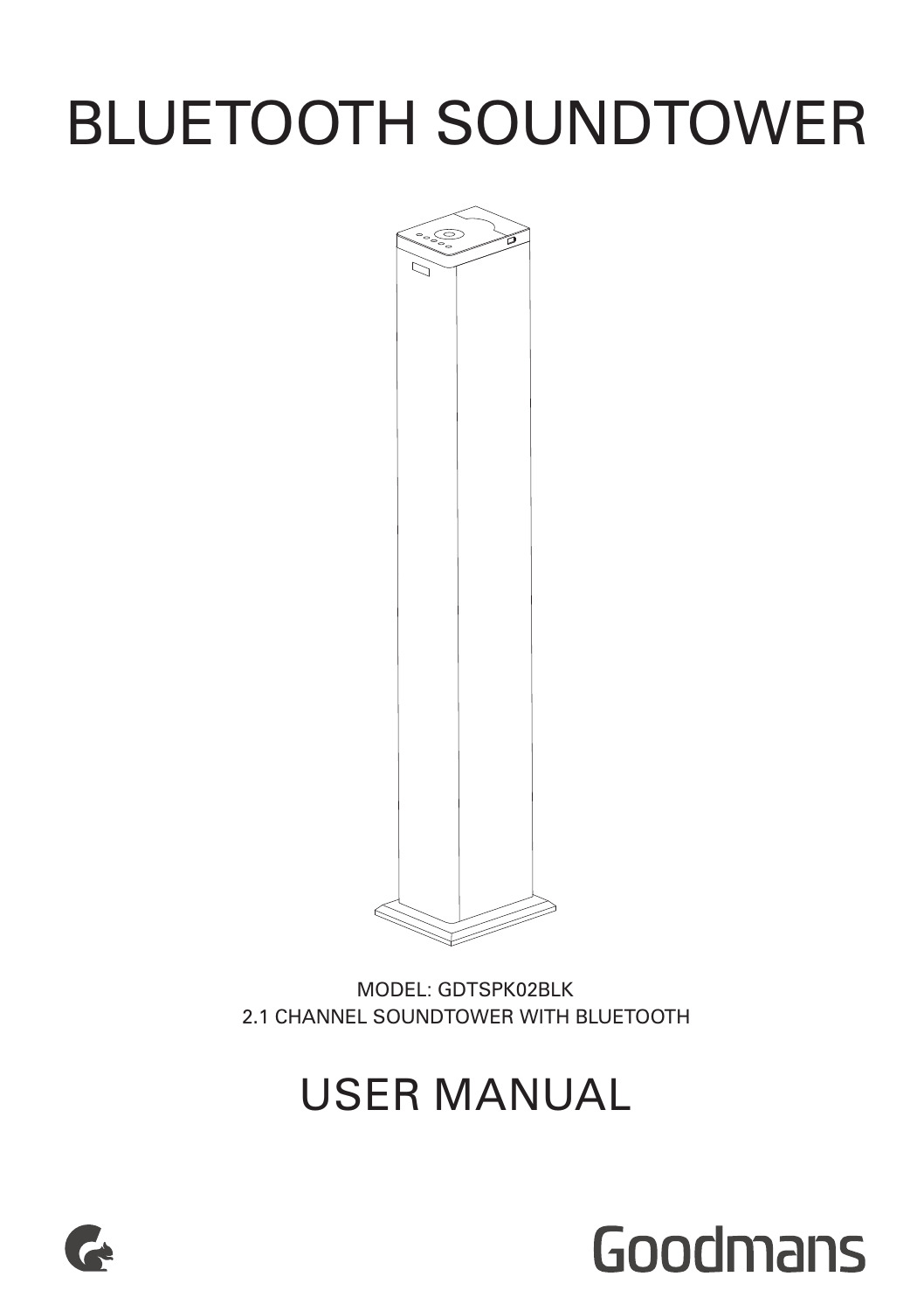# BLUETOOTH SOUNDTOWER

MODEL: GDTSPK02BLK

2.1 CHANNEL SOUNDTOWER WITH BLUETOOTH

## USER MANUAL

Goodmans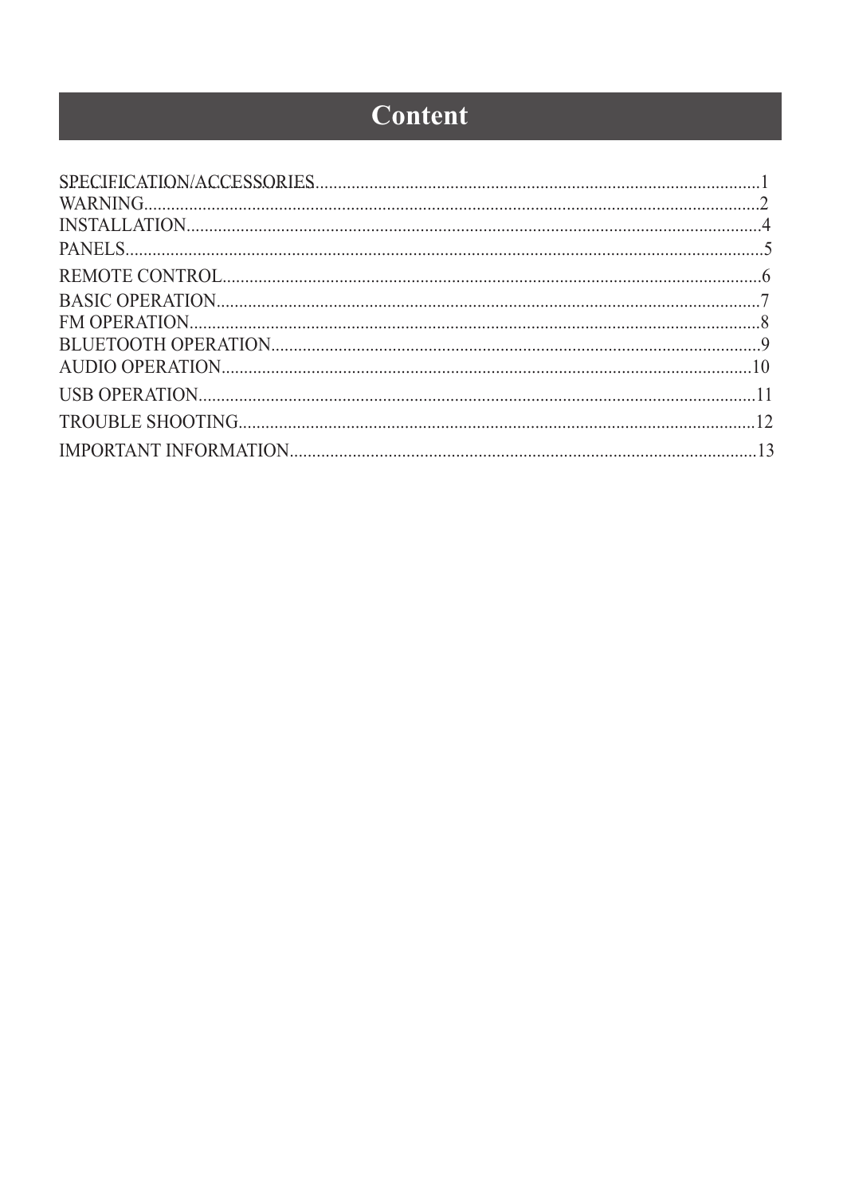# Content

SPECIFICATION/ACCESSORIES....................................................................................................1
WARNING.........................................................................................................................2
INSTALLATION................................................................................................................4
PANELS...........................................................................................................................5
REMOTE CONTROL........................................................................................................6
BASIC OPERATION........................................................................................................7
FM OPERATION..............................................................................................................8
BLUETOOTH OPERATION.............................................................................................9
AUDIO OPERATION.......................................................................................................10
USB OPERATION...........................................................................................................11
TROUBLE SHOOTING...................................................................................................12
IMPORTANT INFORMATION........................................................................................13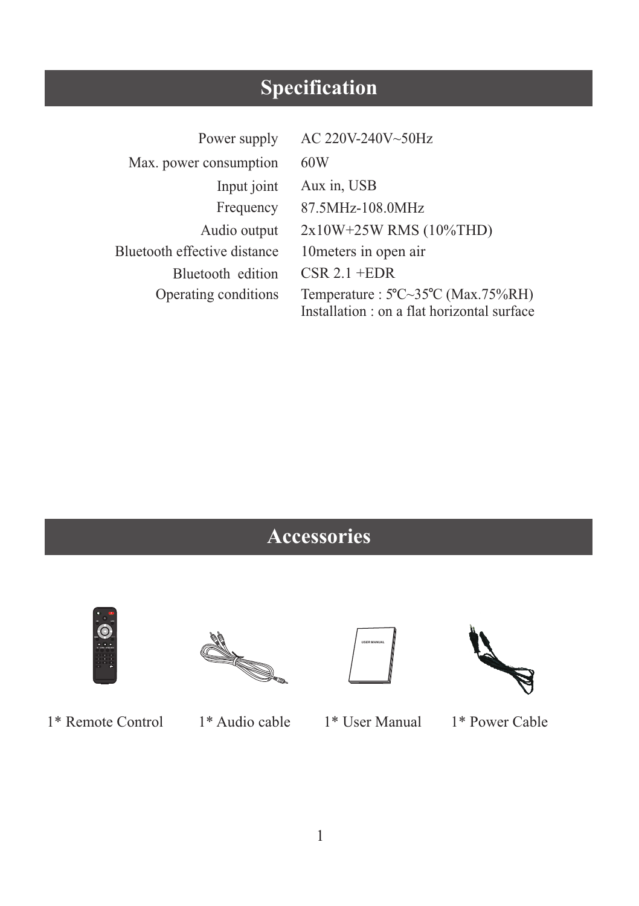# Specification

| | |
|---|---|
| Power supply | AC 220V-240V~50Hz |
| Max. power consumption | 60W |
| Input joint | Aux in, USB |
| Frequency | 87.5MHz-108.0MHz |
| Audio output | 2x10W+25W RMS (10%THD) |
| Bluetooth effective distance | 10meters in open air |
| Bluetooth edition | CSR 2.1 +EDR |
| Operating conditions | Temperature : 5℃~35℃ (Max.75%RH)<br>Installation : on a flat horizontal surface |

# Accessories

1* Remote Control

1* Audio cable

1* User Manual

1* Power Cable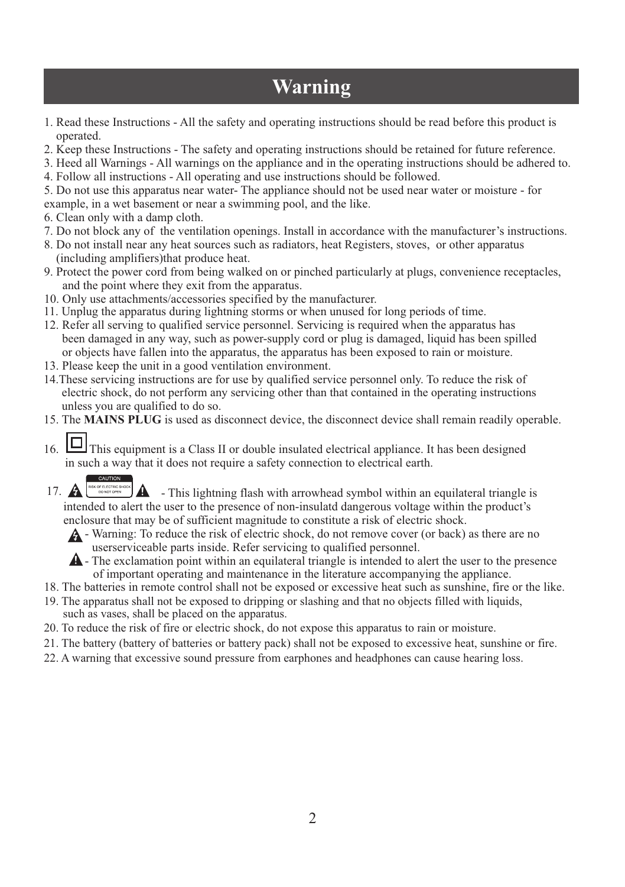# Warning

1. Read these Instructions - All the safety and operating instructions should be read before this product is operated.
2. Keep these Instructions - The safety and operating instructions should be retained for future reference.
3. Heed all Warnings - All warnings on the appliance and in the operating instructions should be adhered to.
4. Follow all instructions - All operating and use instructions should be followed.
5. Do not use this apparatus near water- The appliance should not be used near water or moisture - for example, in a wet basement or near a swimming pool, and the like.
6. Clean only with a damp cloth.
7. Do not block any of the ventilation openings. Install in accordance with the manufacturer's instructions.
8. Do not install near any heat sources such as radiators, heat Registers, stoves, or other apparatus (including amplifiers)that produce heat.
9. Protect the power cord from being walked on or pinched particularly at plugs, convenience receptacles, and the point where they exit from the apparatus.
10. Only use attachments/accessories specified by the manufacturer.
11. Unplug the apparatus during lightning storms or when unused for long periods of time.
12. Refer all serving to qualified service personnel. Servicing is required when the apparatus has been damaged in any way, such as power-supply cord or plug is damaged, liquid has been spilled or objects have fallen into the apparatus, the apparatus has been exposed to rain or moisture.
13. Please keep the unit in a good ventilation environment.
14. These servicing instructions are for use by qualified service personnel only. To reduce the risk of electric shock, do not perform any servicing other than that contained in the operating instructions unless you are qualified to do so.
15. The **MAINS PLUG** is used as disconnect device, the disconnect device shall remain readily operable.
16. This equipment is a Class II or double insulated electrical appliance. It has been designed in such a way that it does not require a safety connection to electrical earth.
17. CAUTION RISK OF ELECTRIC SHOCK DO NOT OPEN - This lightning flash with arrowhead symbol within an equilateral triangle is intended to alert the user to the presence of non-insulatd dangerous voltage within the product's enclosure that may be of sufficient magnitude to constitute a risk of electric shock.
    - Warning: To reduce the risk of electric shock, do not remove cover (or back) as there are no userserviceable parts inside. Refer servicing to qualified personnel.
    - The exclamation point within an equilateral triangle is intended to alert the user to the presence of important operating and maintenance in the literature accompanying the appliance.
18. The batteries in remote control shall not be exposed or excessive heat such as sunshine, fire or the like.
19. The apparatus shall not be exposed to dripping or slashing and that no objects filled with liquids, such as vases, shall be placed on the apparatus.
20. To reduce the risk of fire or electric shock, do not expose this apparatus to rain or moisture.
21. The battery (battery of batteries or battery pack) shall not be exposed to excessive heat, sunshine or fire.
22. A warning that excessive sound pressure from earphones and headphones can cause hearing loss.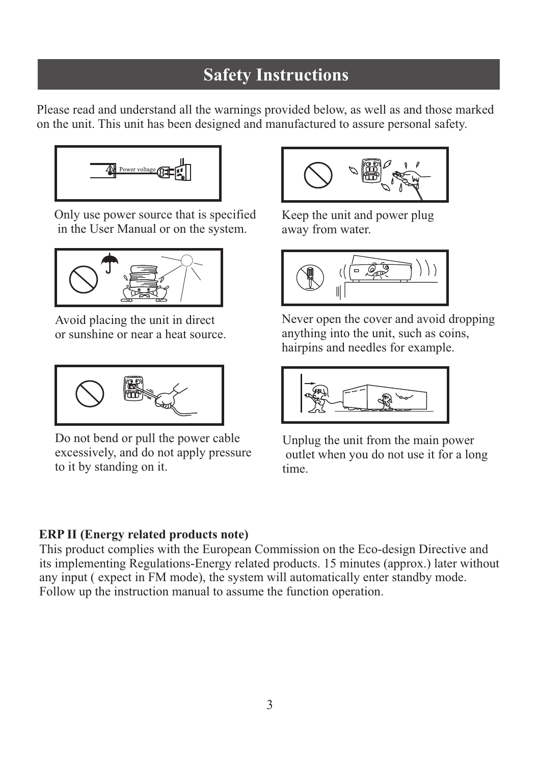# Safety Instructions

Please read and understand all the warnings provided below, as well as and those marked on the unit. This unit has been designed and manufactured to assure personal safety.

Only use power source that is specified in the User Manual or on the system.

Keep the unit and power plug away from water.

Avoid placing the unit in direct or sunshine or near a heat source.

Never open the cover and avoid dropping anything into the unit, such as coins, hairpins and needles for example.

Do not bend or pull the power cable excessively, and do not apply pressure to it by standing on it.

Unplug the unit from the main power outlet when you do not use it for a long time.

**ERP II (Energy related products note)**

This product complies with the European Commission on the Eco-design Directive and its implementing Regulations-Energy related products. 15 minutes (approx.) later without any input ( expect in FM mode), the system will automatically enter standby mode. Follow up the instruction manual to assume the function operation.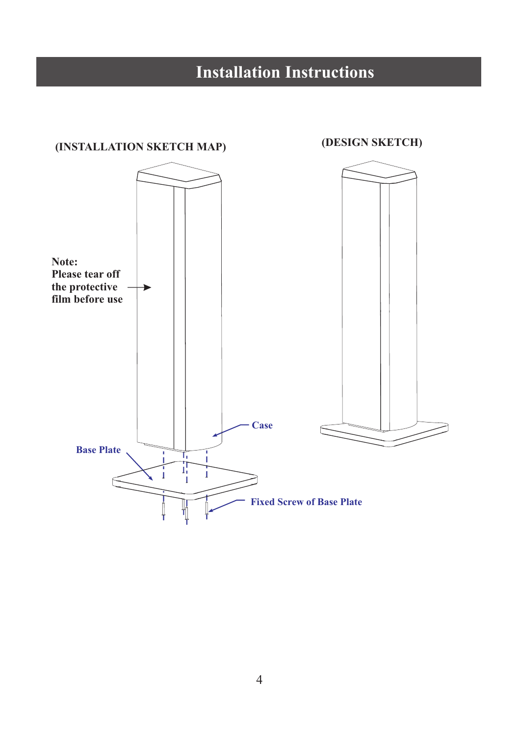# Installation Instructions

(INSTALLATION SKETCH MAP)

(DESIGN SKETCH)

**Note:**
**Please tear off the protective film before use**

Case

Base Plate

Fixed Screw of Base Plate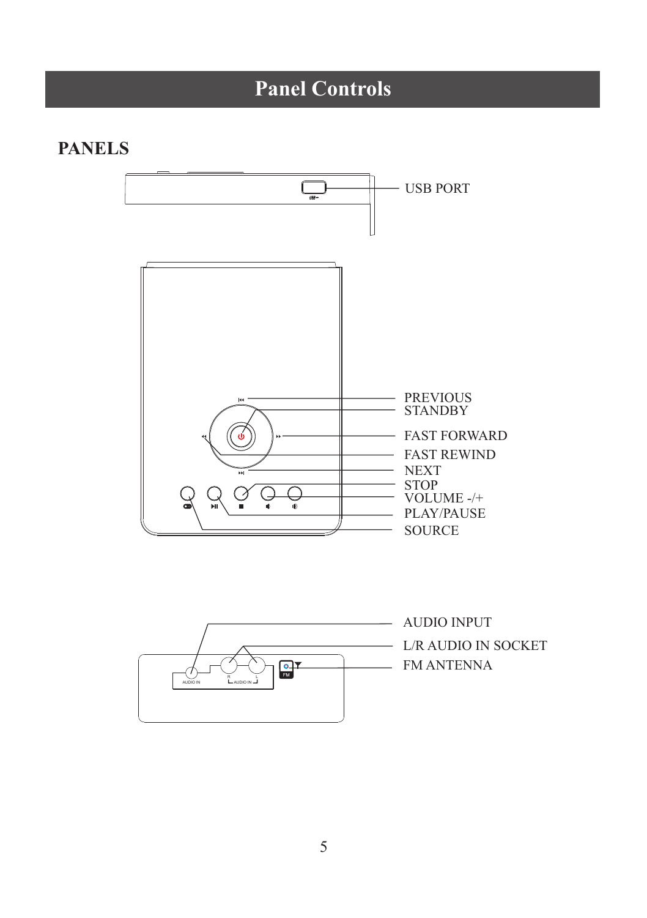# Panel Controls

## PANELS

USB PORT

PREVIOUS
STANDBY
FAST FORWARD
FAST REWIND
NEXT
STOP
VOLUME -/+
PLAY/PAUSE
SOURCE

AUDIO INPUT
L/R AUDIO IN SOCKET
FM ANTENNA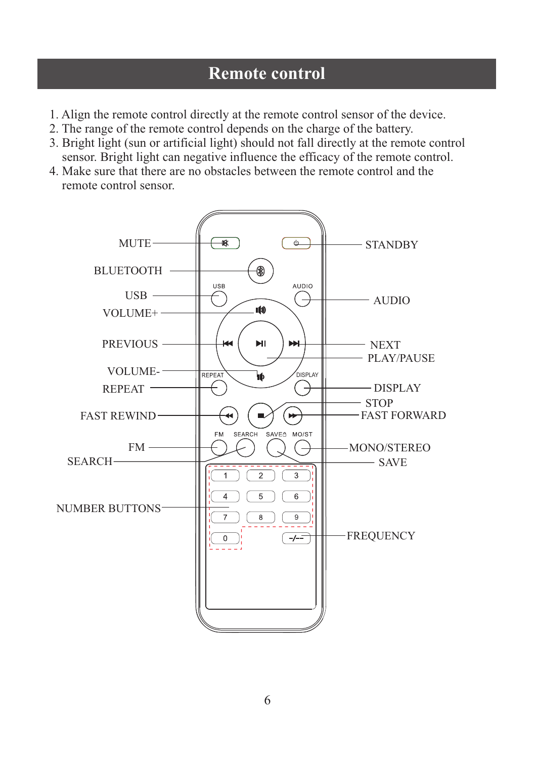# Remote control

1. Align the remote control directly at the remote control sensor of the device.
2. The range of the remote control depends on the charge of the battery.
3. Bright light (sun or artificial light) should not fall directly at the remote control sensor. Bright light can negative influence the efficacy of the remote control.
4. Make sure that there are no obstacles between the remote control and the remote control sensor.

MUTE
STANDBY
BLUETOOTH
USB
AUDIO
VOLUME+
PREVIOUS
NEXT
PLAY/PAUSE
VOLUME-
REPEAT
DISPLAY
STOP
FAST REWIND
FAST FORWARD
FM
MONO/STEREO
SEARCH
SAVE
NUMBER BUTTONS
FREQUENCY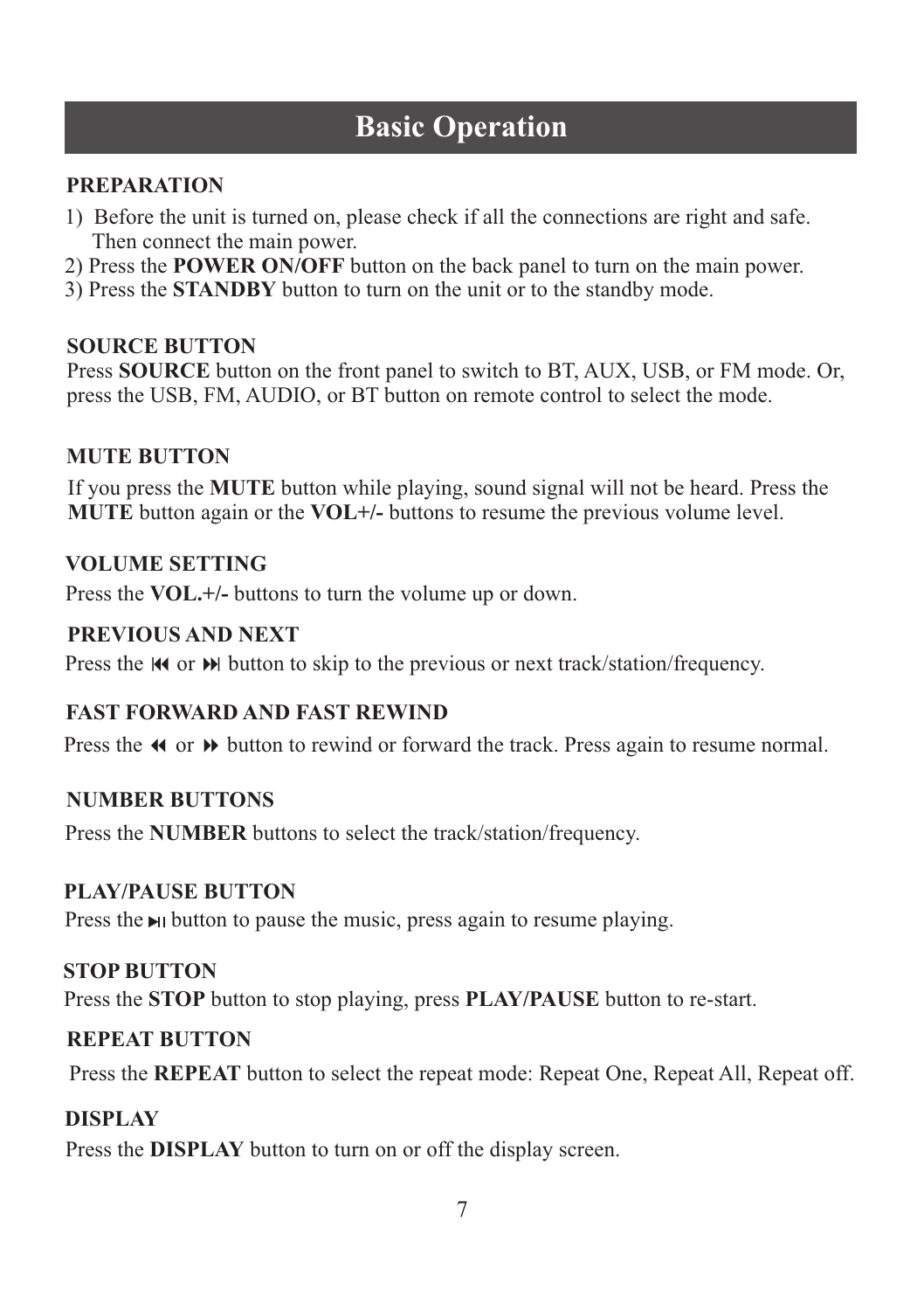# Basic Operation

## PREPARATION

1) Before the unit is turned on, please check if all the connections are right and safe. Then connect the main power.
2) Press the **POWER ON/OFF** button on the back panel to turn on the main power.
3) Press the **STANDBY** button to turn on the unit or to the standby mode.

## SOURCE BUTTON

Press **SOURCE** button on the front panel to switch to BT, AUX, USB, or FM mode. Or, press the USB, FM, AUDIO, or BT button on remote control to select the mode.

## MUTE BUTTON

If you press the **MUTE** button while playing, sound signal will not be heard. Press the **MUTE** button again or the **VOL+/-** buttons to resume the previous volume level.

## VOLUME SETTING

Press the **VOL.+/-** buttons to turn the volume up or down.

## PREVIOUS AND NEXT

Press the ⏮ or ⏭ button to skip to the previous or next track/station/frequency.

## FAST FORWARD AND FAST REWIND

Press the ⏪ or ⏩ button to rewind or forward the track. Press again to resume normal.

## NUMBER BUTTONS

Press the **NUMBER** buttons to select the track/station/frequency.

## PLAY/PAUSE BUTTON

Press the ⏯ button to pause the music, press again to resume playing.

## STOP BUTTON

Press the **STOP** button to stop playing, press **PLAY/PAUSE** button to re-start.

## REPEAT BUTTON

Press the **REPEAT** button to select the repeat mode: Repeat One, Repeat All, Repeat off.

## DISPLAY

Press the **DISPLAY** button to turn on or off the display screen.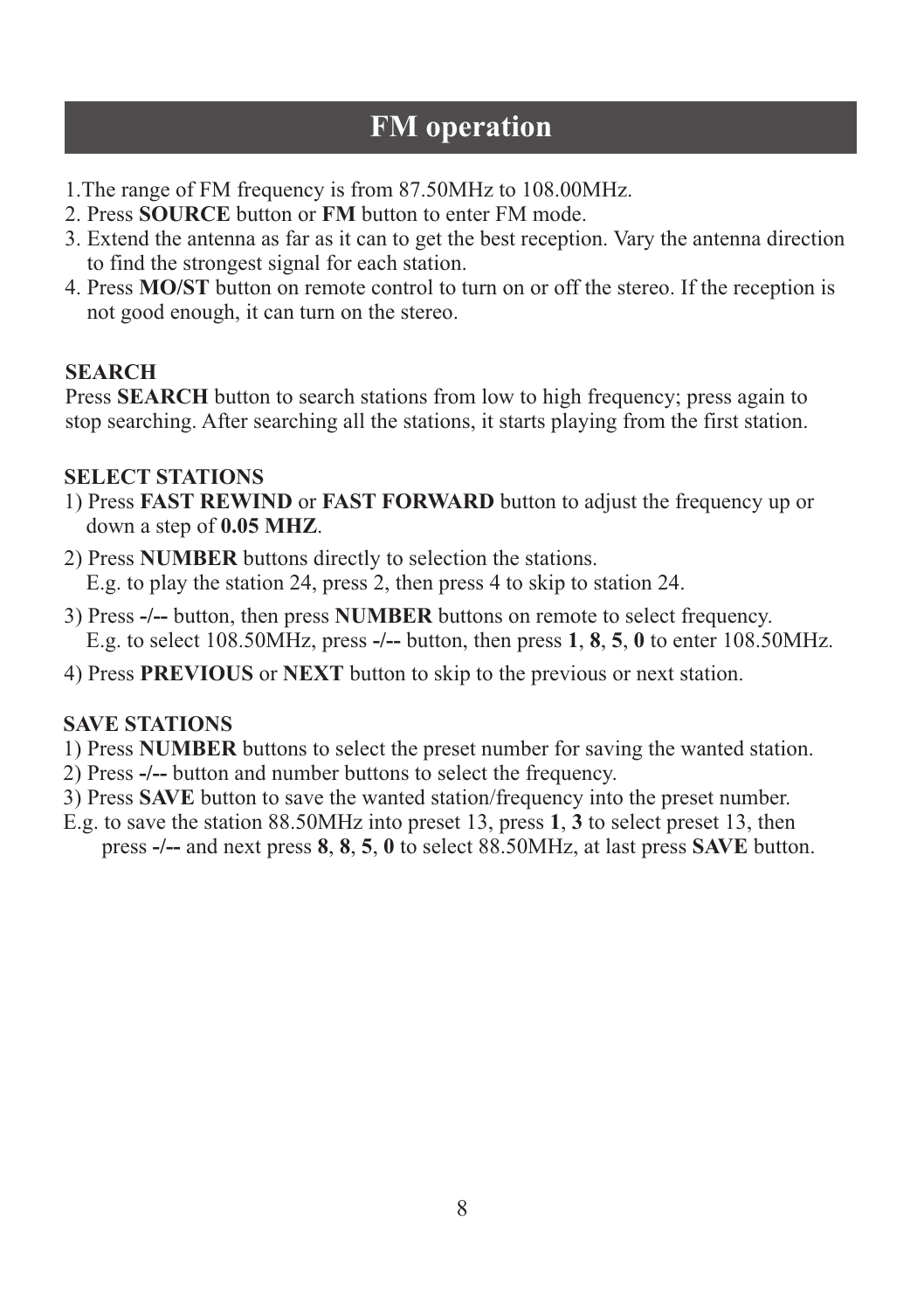# FM operation

1.The range of FM frequency is from 87.50MHz to 108.00MHz.
2. Press **SOURCE** button or **FM** button to enter FM mode.
3. Extend the antenna as far as it can to get the best reception. Vary the antenna direction to find the strongest signal for each station.
4. Press **MO/ST** button on remote control to turn on or off the stereo. If the reception is not good enough, it can turn on the stereo.

**SEARCH**

Press **SEARCH** button to search stations from low to high frequency; press again to stop searching. After searching all the stations, it starts playing from the first station.

**SELECT STATIONS**

1) Press **FAST REWIND** or **FAST FORWARD** button to adjust the frequency up or down a step of **0.05 MHZ**.

2) Press **NUMBER** buttons directly to selection the stations.
E.g. to play the station 24, press 2, then press 4 to skip to station 24.

3) Press **-/--** button, then press **NUMBER** buttons on remote to select frequency.
E.g. to select 108.50MHz, press **-/--** button, then press **1**, **8**, **5**, **0** to enter 108.50MHz.

4) Press **PREVIOUS** or **NEXT** button to skip to the previous or next station.

**SAVE STATIONS**

1) Press **NUMBER** buttons to select the preset number for saving the wanted station.
2) Press **-/--** button and number buttons to select the frequency.
3) Press **SAVE** button to save the wanted station/frequency into the preset number.

E.g. to save the station 88.50MHz into preset 13, press **1**, **3** to select preset 13, then press **-/--** and next press **8**, **8**, **5**, **0** to select 88.50MHz, at last press **SAVE** button.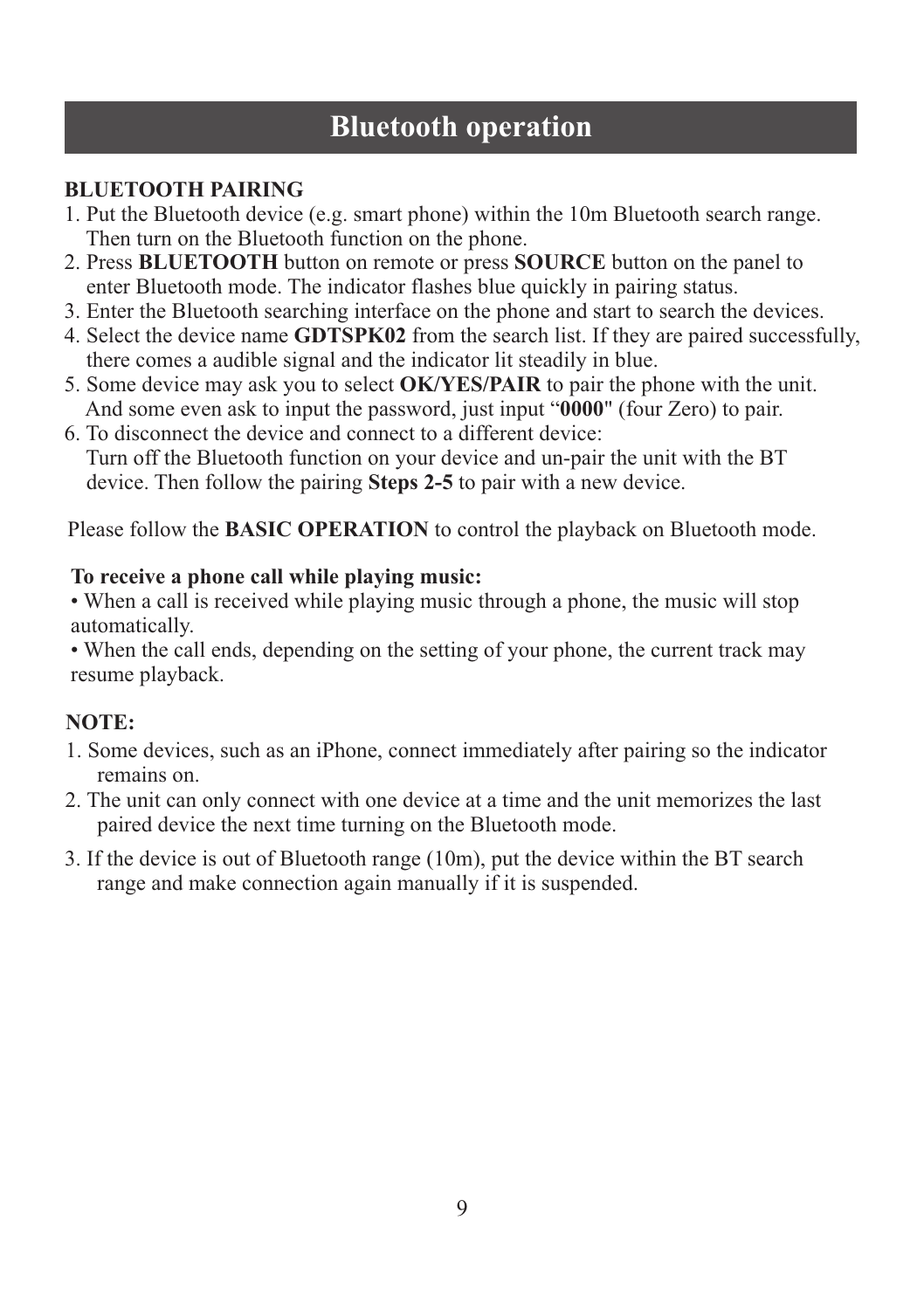# Bluetooth operation

**BLUETOOTH PAIRING**

1. Put the Bluetooth device (e.g. smart phone) within the 10m Bluetooth search range. Then turn on the Bluetooth function on the phone.
2. Press **BLUETOOTH** button on remote or press **SOURCE** button on the panel to enter Bluetooth mode. The indicator flashes blue quickly in pairing status.
3. Enter the Bluetooth searching interface on the phone and start to search the devices.
4. Select the device name **GDTSPK02** from the search list. If they are paired successfully, there comes a audible signal and the indicator lit steadily in blue.
5. Some device may ask you to select **OK/YES/PAIR** to pair the phone with the unit. And some even ask to input the password, just input "**0000**" (four Zero) to pair.
6. To disconnect the device and connect to a different device: Turn off the Bluetooth function on your device and un-pair the unit with the BT device. Then follow the pairing **Steps 2-5** to pair with a new device.

Please follow the **BASIC OPERATION** to control the playback on Bluetooth mode.

**To receive a phone call while playing music:**

• When a call is received while playing music through a phone, the music will stop automatically.

• When the call ends, depending on the setting of your phone, the current track may resume playback.

**NOTE:**

1. Some devices, such as an iPhone, connect immediately after pairing so the indicator remains on.
2. The unit can only connect with one device at a time and the unit memorizes the last paired device the next time turning on the Bluetooth mode.
3. If the device is out of Bluetooth range (10m), put the device within the BT search range and make connection again manually if it is suspended.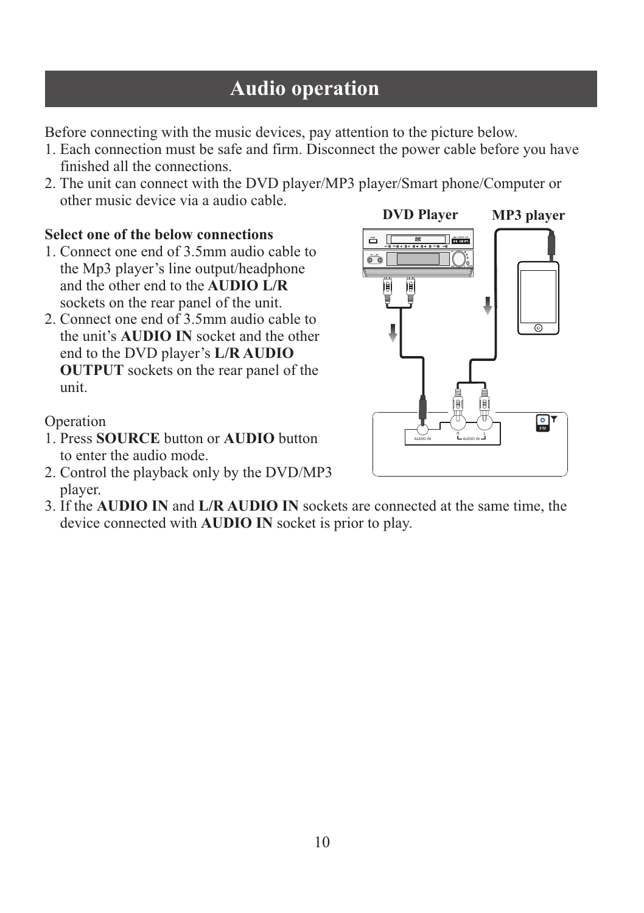# Audio operation

Before connecting with the music devices, pay attention to the picture below.

1. Each connection must be safe and firm. Disconnect the power cable before you have finished all the connections.
2. The unit can connect with the DVD player/MP3 player/Smart phone/Computer or other music device via a audio cable.

**Select one of the below connections**

1. Connect one end of 3.5mm audio cable to the Mp3 player's line output/headphone and the other end to the **AUDIO L/R** sockets on the rear panel of the unit.
2. Connect one end of 3.5mm audio cable to the unit's **AUDIO IN** socket and the other end to the DVD player's **L/R AUDIO OUTPUT** sockets on the rear panel of the unit.

Operation

1. Press **SOURCE** button or **AUDIO** button to enter the audio mode.
2. Control the playback only by the DVD/MP3 player.
3. If the **AUDIO IN** and **L/R AUDIO IN** sockets are connected at the same time, the device connected with **AUDIO IN** socket is prior to play.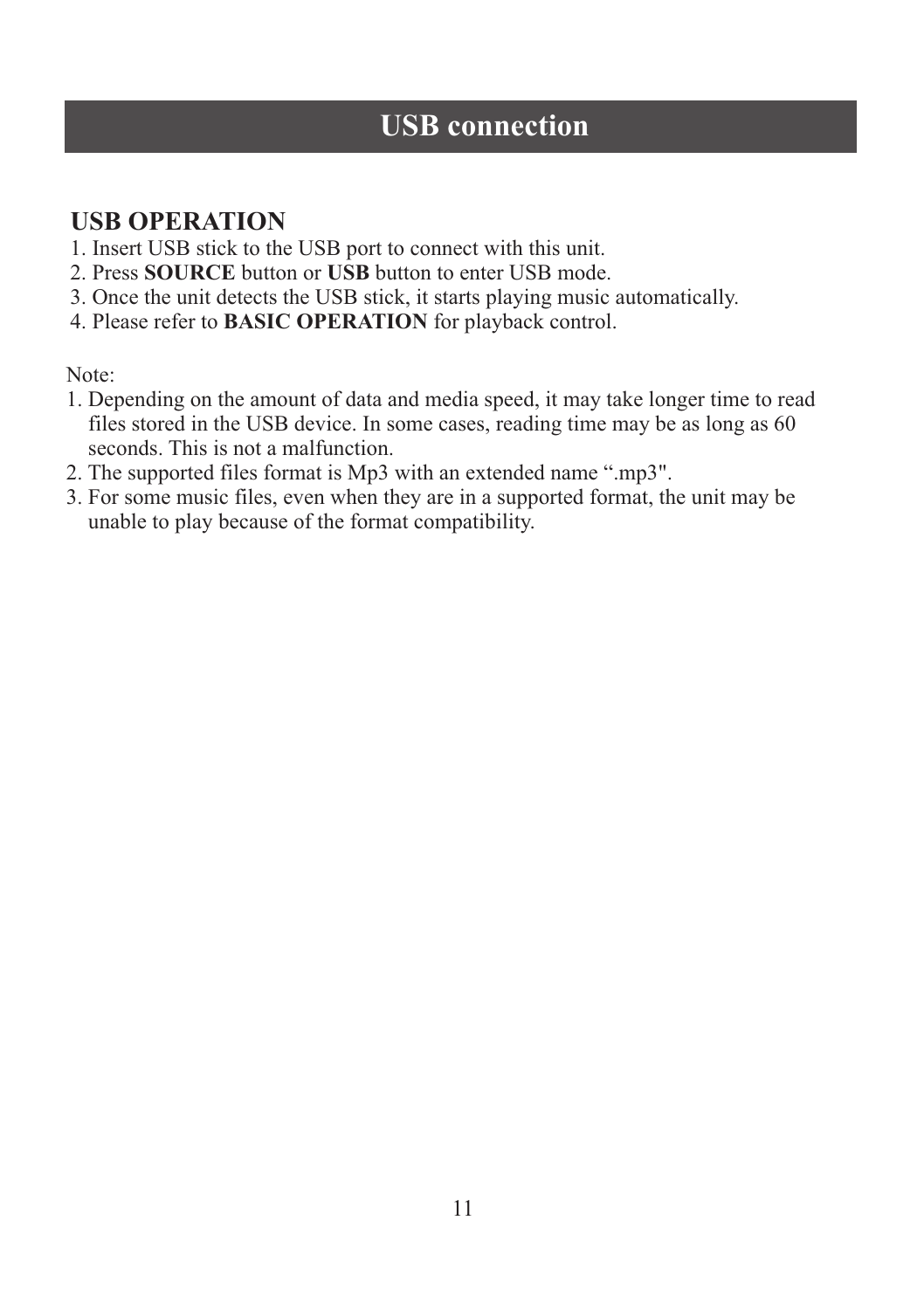# USB connection

## USB OPERATION

1. Insert USB stick to the USB port to connect with this unit.
2. Press **SOURCE** button or **USB** button to enter USB mode.
3. Once the unit detects the USB stick, it starts playing music automatically.
4. Please refer to **BASIC OPERATION** for playback control.

Note:

1. Depending on the amount of data and media speed, it may take longer time to read files stored in the USB device. In some cases, reading time may be as long as 60 seconds. This is not a malfunction.
2. The supported files format is Mp3 with an extended name “.mp3".
3. For some music files, even when they are in a supported format, the unit may be unable to play because of the format compatibility.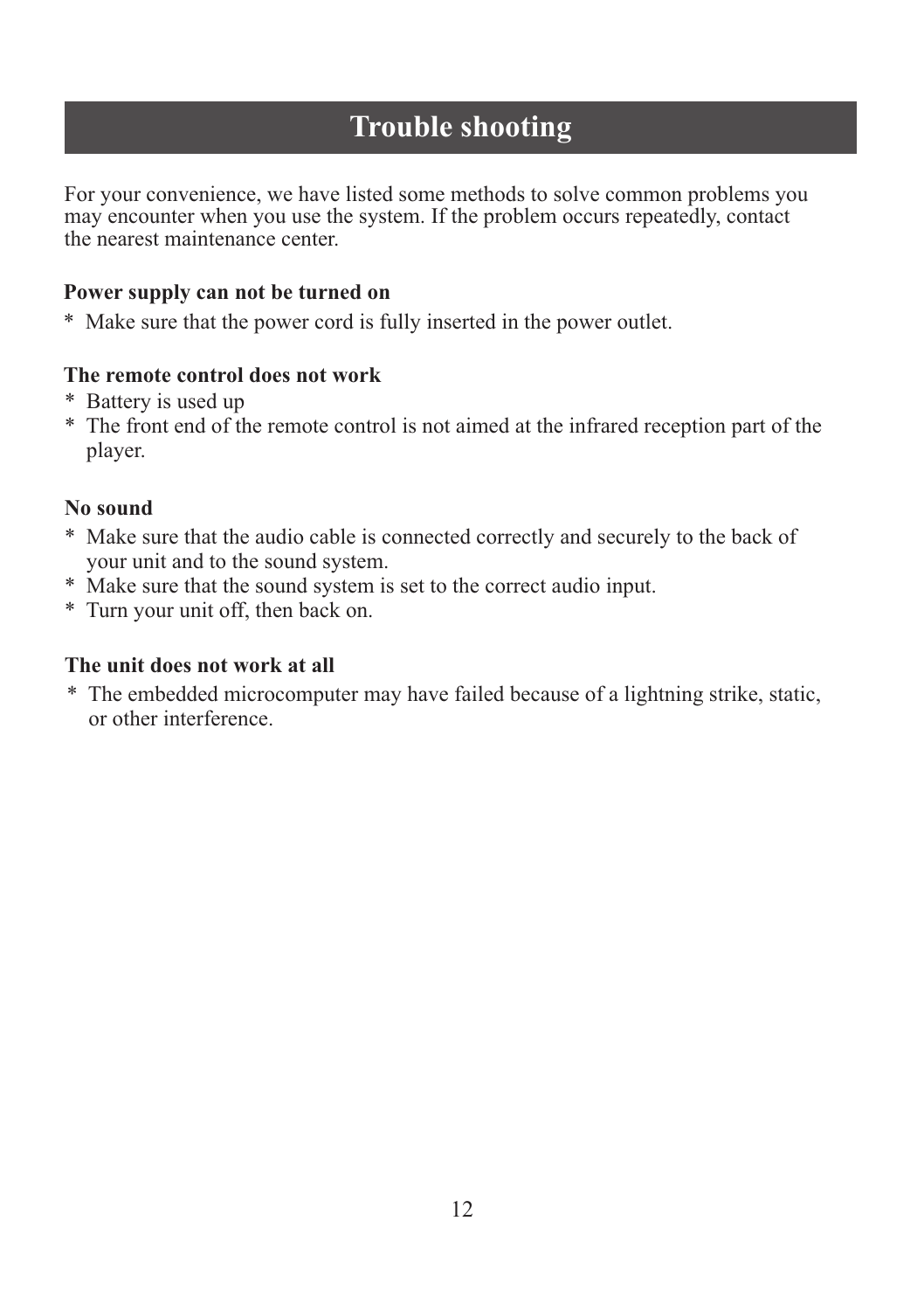# Trouble shooting

For your convenience, we have listed some methods to solve common problems you may encounter when you use the system. If the problem occurs repeatedly, contact the nearest maintenance center.

**Power supply can not be turned on**

* Make sure that the power cord is fully inserted in the power outlet.

**The remote control does not work**

* Battery is used up
* The front end of the remote control is not aimed at the infrared reception part of the player.

**No sound**

* Make sure that the audio cable is connected correctly and securely to the back of your unit and to the sound system.
* Make sure that the sound system is set to the correct audio input.
* Turn your unit off, then back on.

**The unit does not work at all**

* The embedded microcomputer may have failed because of a lightning strike, static, or other interference.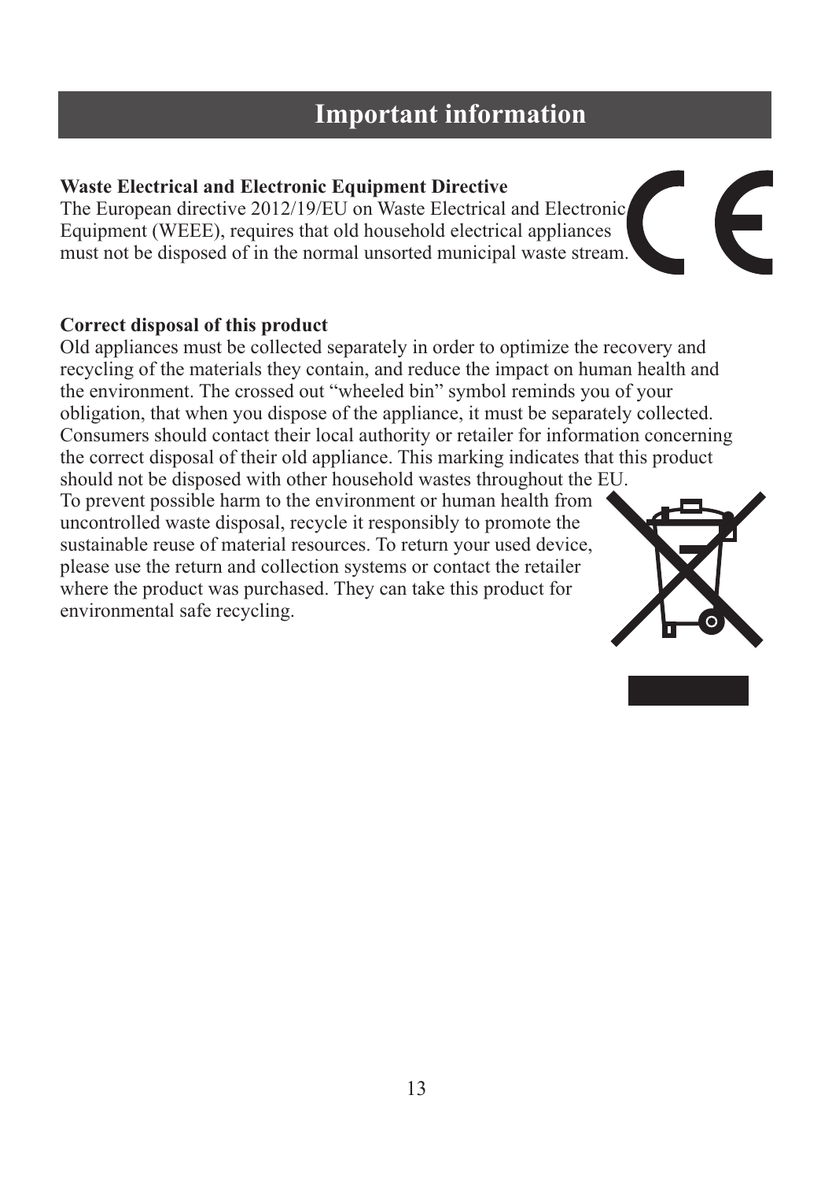# Important information

**Waste Electrical and Electronic Equipment Directive**

The European directive 2012/19/EU on Waste Electrical and Electronic Equipment (WEEE), requires that old household electrical appliances must not be disposed of in the normal unsorted municipal waste stream.

**Correct disposal of this product**

Old appliances must be collected separately in order to optimize the recovery and recycling of the materials they contain, and reduce the impact on human health and the environment. The crossed out "wheeled bin" symbol reminds you of your obligation, that when you dispose of the appliance, it must be separately collected. Consumers should contact their local authority or retailer for information concerning the correct disposal of their old appliance. This marking indicates that this product should not be disposed with other household wastes throughout the EU.
To prevent possible harm to the environment or human health from uncontrolled waste disposal, recycle it responsibly to promote the sustainable reuse of material resources. To return your used device, please use the return and collection systems or contact the retailer where the product was purchased. They can take this product for environmental safe recycling.